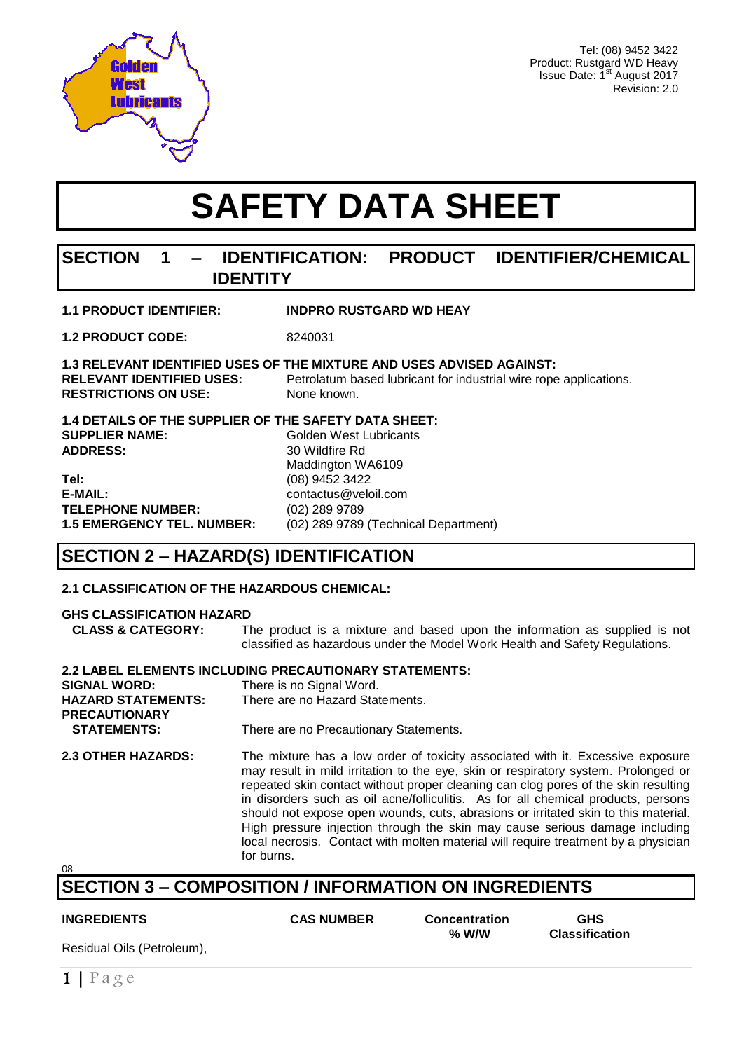Tel: (08) 9452 3422
Product: Rustgard WD Heavy
Issue Date: 1st August 2017
Revision: 2.0

# SAFETY DATA SHEET

## SECTION 1 – IDENTIFICATION: PRODUCT IDENTIFIER/CHEMICAL IDENTITY

**1.1 PRODUCT IDENTIFIER:** **INDPRO RUSTGARD WD HEAY**

**1.2 PRODUCT CODE:** 8240031

**1.3 RELEVANT IDENTIFIED USES OF THE MIXTURE AND USES ADVISED AGAINST:**
**RELEVANT IDENTIFIED USES:** Petrolatum based lubricant for industrial wire rope applications.
**RESTRICTIONS ON USE:** None known.

**1.4 DETAILS OF THE SUPPLIER OF THE SAFETY DATA SHEET:**
**SUPPLIER NAME:** Golden West Lubricants
**ADDRESS:** 30 Wildfire Rd
Maddington WA6109
**Tel:** (08) 9452 3422
**E-MAIL:** contactus@veloil.com
**TELEPHONE NUMBER:** (02) 289 9789
**1.5 EMERGENCY TEL. NUMBER:** (02) 289 9789 (Technical Department)

## SECTION 2 – HAZARD(S) IDENTIFICATION

**2.1 CLASSIFICATION OF THE HAZARDOUS CHEMICAL:**

**GHS CLASSIFICATION HAZARD CLASS & CATEGORY:** The product is a mixture and based upon the information as supplied is not classified as hazardous under the Model Work Health and Safety Regulations.

**2.2 LABEL ELEMENTS INCLUDING PRECAUTIONARY STATEMENTS:**
**SIGNAL WORD:** There is no Signal Word.
**HAZARD STATEMENTS:** There are no Hazard Statements.
**PRECAUTIONARY STATEMENTS:** There are no Precautionary Statements.

**2.3 OTHER HAZARDS:** The mixture has a low order of toxicity associated with it. Excessive exposure may result in mild irritation to the eye, skin or respiratory system. Prolonged or repeated skin contact without proper cleaning can clog pores of the skin resulting in disorders such as oil acne/folliculitis. As for all chemical products, persons should not expose open wounds, cuts, abrasions or irritated skin to this material. High pressure injection through the skin may cause serious damage including local necrosis. Contact with molten material will require treatment by a physician for burns.

08

## SECTION 3 – COMPOSITION / INFORMATION ON INGREDIENTS

| INGREDIENTS | CAS NUMBER | Concentration % W/W | GHS Classification |
|---|---|---|---|
| Residual Oils (Petroleum), | | | |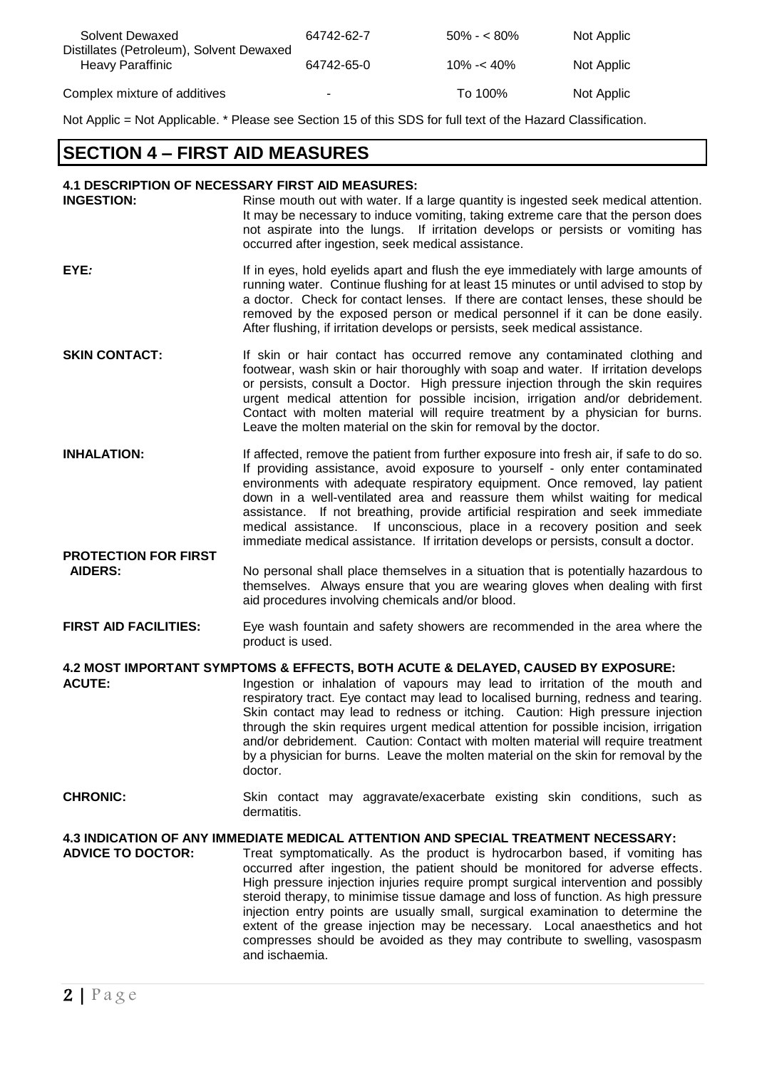| | | | |
|---|---|---|---|
| Solvent Dewaxed | 64742-62-7 | 50% - < 80% | Not Applic |
| Distillates (Petroleum), Solvent Dewaxed Heavy Paraffinic | 64742-65-0 | 10% -< 40% | Not Applic |
| Complex mixture of additives | - | To 100% | Not Applic |

Not Applic = Not Applicable. * Please see Section 15 of this SDS for full text of the Hazard Classification.

## SECTION 4 – FIRST AID MEASURES

### 4.1 DESCRIPTION OF NECESSARY FIRST AID MEASURES:

**INGESTION:** Rinse mouth out with water. If a large quantity is ingested seek medical attention. It may be necessary to induce vomiting, taking extreme care that the person does not aspirate into the lungs. If irritation develops or persists or vomiting has occurred after ingestion, seek medical assistance.

**EYE:** If in eyes, hold eyelids apart and flush the eye immediately with large amounts of running water. Continue flushing for at least 15 minutes or until advised to stop by a doctor. Check for contact lenses. If there are contact lenses, these should be removed by the exposed person or medical personnel if it can be done easily. After flushing, if irritation develops or persists, seek medical assistance.

**SKIN CONTACT:** If skin or hair contact has occurred remove any contaminated clothing and footwear, wash skin or hair thoroughly with soap and water. If irritation develops or persists, consult a Doctor. High pressure injection through the skin requires urgent medical attention for possible incision, irrigation and/or debridement. Contact with molten material will require treatment by a physician for burns. Leave the molten material on the skin for removal by the doctor.

**INHALATION:** If affected, remove the patient from further exposure into fresh air, if safe to do so. If providing assistance, avoid exposure to yourself - only enter contaminated environments with adequate respiratory equipment. Once removed, lay patient down in a well-ventilated area and reassure them whilst waiting for medical assistance. If not breathing, provide artificial respiration and seek immediate medical assistance. If unconscious, place in a recovery position and seek immediate medical assistance. If irritation develops or persists, consult a doctor.

**PROTECTION FOR FIRST AIDERS:** No personal shall place themselves in a situation that is potentially hazardous to themselves. Always ensure that you are wearing gloves when dealing with first aid procedures involving chemicals and/or blood.

**FIRST AID FACILITIES:** Eye wash fountain and safety showers are recommended in the area where the product is used.

### 4.2 MOST IMPORTANT SYMPTOMS & EFFECTS, BOTH ACUTE & DELAYED, CAUSED BY EXPOSURE:

**ACUTE:** Ingestion or inhalation of vapours may lead to irritation of the mouth and respiratory tract. Eye contact may lead to localised burning, redness and tearing. Skin contact may lead to redness or itching. Caution: High pressure injection through the skin requires urgent medical attention for possible incision, irrigation and/or debridement. Caution: Contact with molten material will require treatment by a physician for burns. Leave the molten material on the skin for removal by the doctor.

**CHRONIC:** Skin contact may aggravate/exacerbate existing skin conditions, such as dermatitis.

### 4.3 INDICATION OF ANY IMMEDIATE MEDICAL ATTENTION AND SPECIAL TREATMENT NECESSARY:

**ADVICE TO DOCTOR:** Treat symptomatically. As the product is hydrocarbon based, if vomiting has occurred after ingestion, the patient should be monitored for adverse effects. High pressure injection injuries require prompt surgical intervention and possibly steroid therapy, to minimise tissue damage and loss of function. As high pressure injection entry points are usually small, surgical examination to determine the extent of the grease injection may be necessary. Local anaesthetics and hot compresses should be avoided as they may contribute to swelling, vasospasm and ischaemia.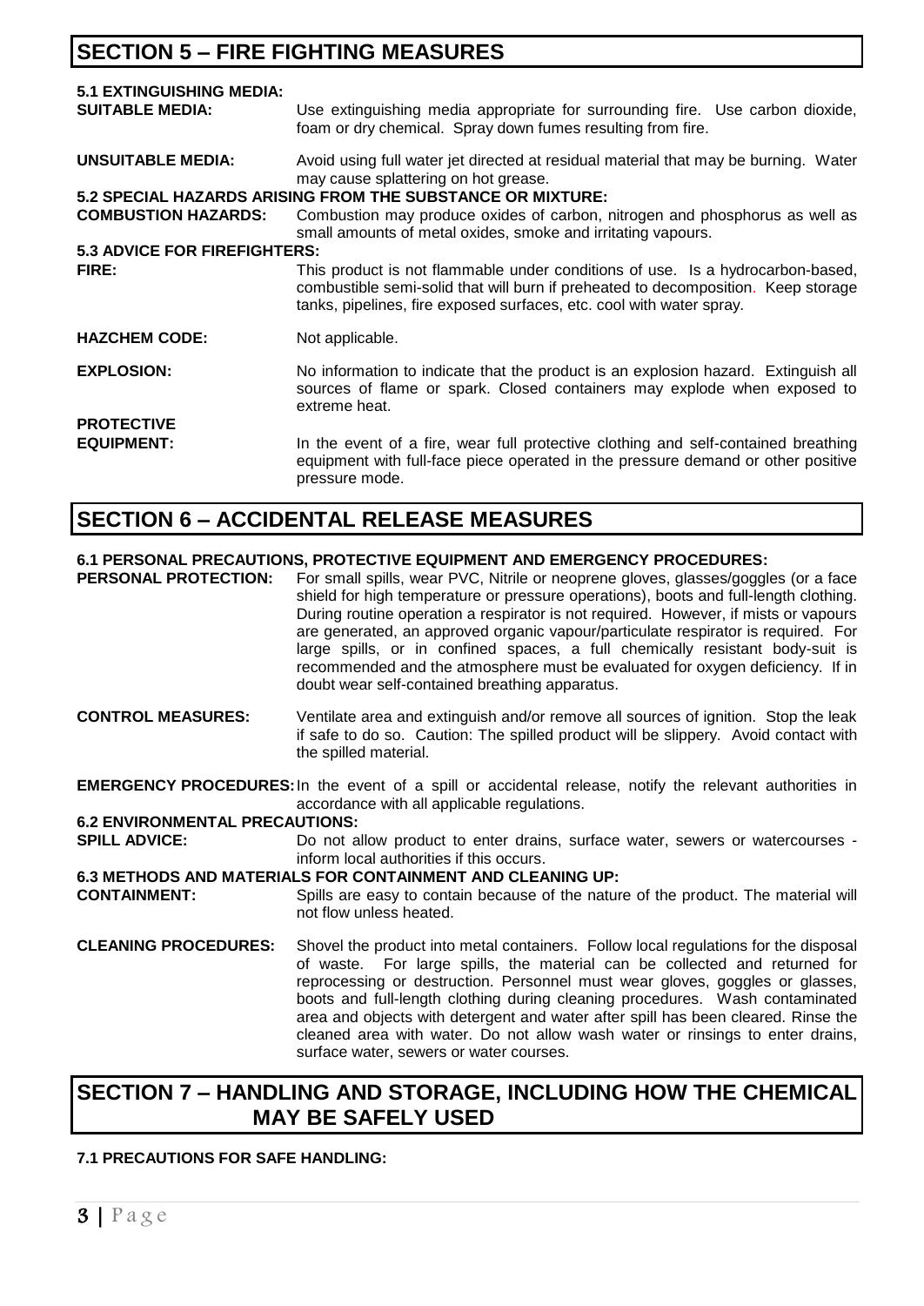## SECTION 5 – FIRE FIGHTING MEASURES

**5.1 EXTINGUISHING MEDIA:**

**SUITABLE MEDIA:** Use extinguishing media appropriate for surrounding fire. Use carbon dioxide, foam or dry chemical. Spray down fumes resulting from fire.

**UNSUITABLE MEDIA:** Avoid using full water jet directed at residual material that may be burning. Water may cause splattering on hot grease.

**5.2 SPECIAL HAZARDS ARISING FROM THE SUBSTANCE OR MIXTURE:**

**COMBUSTION HAZARDS:** Combustion may produce oxides of carbon, nitrogen and phosphorus as well as small amounts of metal oxides, smoke and irritating vapours.

**5.3 ADVICE FOR FIREFIGHTERS:**

**FIRE:** This product is not flammable under conditions of use. Is a hydrocarbon-based, combustible semi-solid that will burn if preheated to decomposition. Keep storage tanks, pipelines, fire exposed surfaces, etc. cool with water spray.

**HAZCHEM CODE:** Not applicable.

**EXPLOSION:** No information to indicate that the product is an explosion hazard. Extinguish all sources of flame or spark. Closed containers may explode when exposed to extreme heat.

**PROTECTIVE EQUIPMENT:** In the event of a fire, wear full protective clothing and self-contained breathing equipment with full-face piece operated in the pressure demand or other positive pressure mode.

## SECTION 6 – ACCIDENTAL RELEASE MEASURES

**6.1 PERSONAL PRECAUTIONS, PROTECTIVE EQUIPMENT AND EMERGENCY PROCEDURES:**

**PERSONAL PROTECTION:** For small spills, wear PVC, Nitrile or neoprene gloves, glasses/goggles (or a face shield for high temperature or pressure operations), boots and full-length clothing. During routine operation a respirator is not required. However, if mists or vapours are generated, an approved organic vapour/particulate respirator is required. For large spills, or in confined spaces, a full chemically resistant body-suit is recommended and the atmosphere must be evaluated for oxygen deficiency. If in doubt wear self-contained breathing apparatus.

**CONTROL MEASURES:** Ventilate area and extinguish and/or remove all sources of ignition. Stop the leak if safe to do so. Caution: The spilled product will be slippery. Avoid contact with the spilled material.

**EMERGENCY PROCEDURES:** In the event of a spill or accidental release, notify the relevant authorities in accordance with all applicable regulations.

**6.2 ENVIRONMENTAL PRECAUTIONS:**

**SPILL ADVICE:** Do not allow product to enter drains, surface water, sewers or watercourses - inform local authorities if this occurs.

**6.3 METHODS AND MATERIALS FOR CONTAINMENT AND CLEANING UP:**

**CONTAINMENT:** Spills are easy to contain because of the nature of the product. The material will not flow unless heated.

**CLEANING PROCEDURES:** Shovel the product into metal containers. Follow local regulations for the disposal of waste. For large spills, the material can be collected and returned for reprocessing or destruction. Personnel must wear gloves, goggles or glasses, boots and full-length clothing during cleaning procedures. Wash contaminated area and objects with detergent and water after spill has been cleared. Rinse the cleaned area with water. Do not allow wash water or rinsings to enter drains, surface water, sewers or water courses.

## SECTION 7 – HANDLING AND STORAGE, INCLUDING HOW THE CHEMICAL MAY BE SAFELY USED

**7.1 PRECAUTIONS FOR SAFE HANDLING:**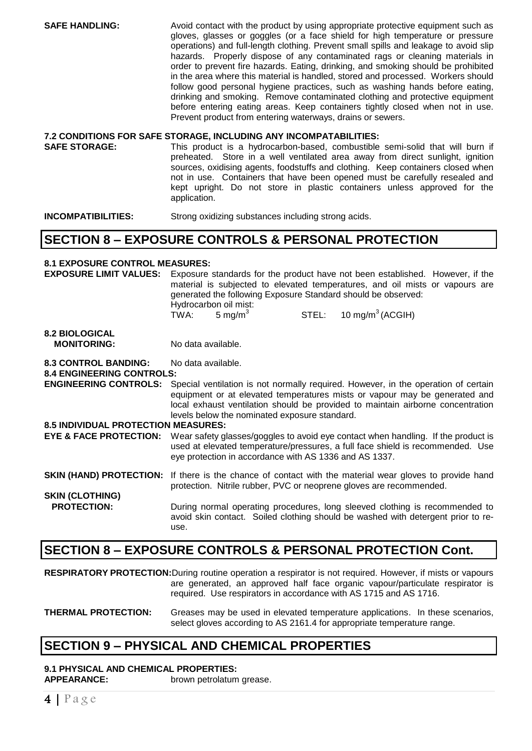**SAFE HANDLING:** Avoid contact with the product by using appropriate protective equipment such as gloves, glasses or goggles (or a face shield for high temperature or pressure operations) and full-length clothing. Prevent small spills and leakage to avoid slip hazards. Properly dispose of any contaminated rags or cleaning materials in order to prevent fire hazards. Eating, drinking, and smoking should be prohibited in the area where this material is handled, stored and processed. Workers should follow good personal hygiene practices, such as washing hands before eating, drinking and smoking. Remove contaminated clothing and protective equipment before entering eating areas. Keep containers tightly closed when not in use. Prevent product from entering waterways, drains or sewers.

### 7.2 CONDITIONS FOR SAFE STORAGE, INCLUDING ANY INCOMPATABILITIES:

**SAFE STORAGE:** This product is a hydrocarbon-based, combustible semi-solid that will burn if preheated. Store in a well ventilated area away from direct sunlight, ignition sources, oxidising agents, foodstuffs and clothing. Keep containers closed when not in use. Containers that have been opened must be carefully resealed and kept upright. Do not store in plastic containers unless approved for the application.

**INCOMPATIBILITIES:** Strong oxidizing substances including strong acids.

## SECTION 8 – EXPOSURE CONTROLS & PERSONAL PROTECTION

### 8.1 EXPOSURE CONTROL MEASURES:

**EXPOSURE LIMIT VALUES:** Exposure standards for the product have not been established. However, if the material is subjected to elevated temperatures, and oil mists or vapours are generated the following Exposure Standard should be observed:

Hydrocarbon oil mist:
TWA: 5 mg/m$^3$ STEL: 10 mg/m$^3$ (ACGIH)

**8.2 BIOLOGICAL MONITORING:** No data available.

**8.3 CONTROL BANDING:** No data available.

**8.4 ENGINEERING CONTROLS:**

**ENGINEERING CONTROLS:** Special ventilation is not normally required. However, in the operation of certain equipment or at elevated temperatures mists or vapour may be generated and local exhaust ventilation should be provided to maintain airborne concentration levels below the nominated exposure standard.

**8.5 INDIVIDUAL PROTECTION MEASURES:**

**EYE & FACE PROTECTION:** Wear safety glasses/goggles to avoid eye contact when handling. If the product is used at elevated temperature/pressures, a full face shield is recommended. Use eye protection in accordance with AS 1336 and AS 1337.

**SKIN (HAND) PROTECTION:** If there is the chance of contact with the material wear gloves to provide hand protection. Nitrile rubber, PVC or neoprene gloves are recommended.

**SKIN (CLOTHING) PROTECTION:** During normal operating procedures, long sleeved clothing is recommended to avoid skin contact. Soiled clothing should be washed with detergent prior to re-use.

## SECTION 8 – EXPOSURE CONTROLS & PERSONAL PROTECTION Cont.

**RESPIRATORY PROTECTION:** During routine operation a respirator is not required. However, if mists or vapours are generated, an approved half face organic vapour/particulate respirator is required. Use respirators in accordance with AS 1715 and AS 1716.

**THERMAL PROTECTION:** Greases may be used in elevated temperature applications. In these scenarios, select gloves according to AS 2161.4 for appropriate temperature range.

## SECTION 9 – PHYSICAL AND CHEMICAL PROPERTIES

### 9.1 PHYSICAL AND CHEMICAL PROPERTIES:

**APPEARANCE:** brown petrolatum grease.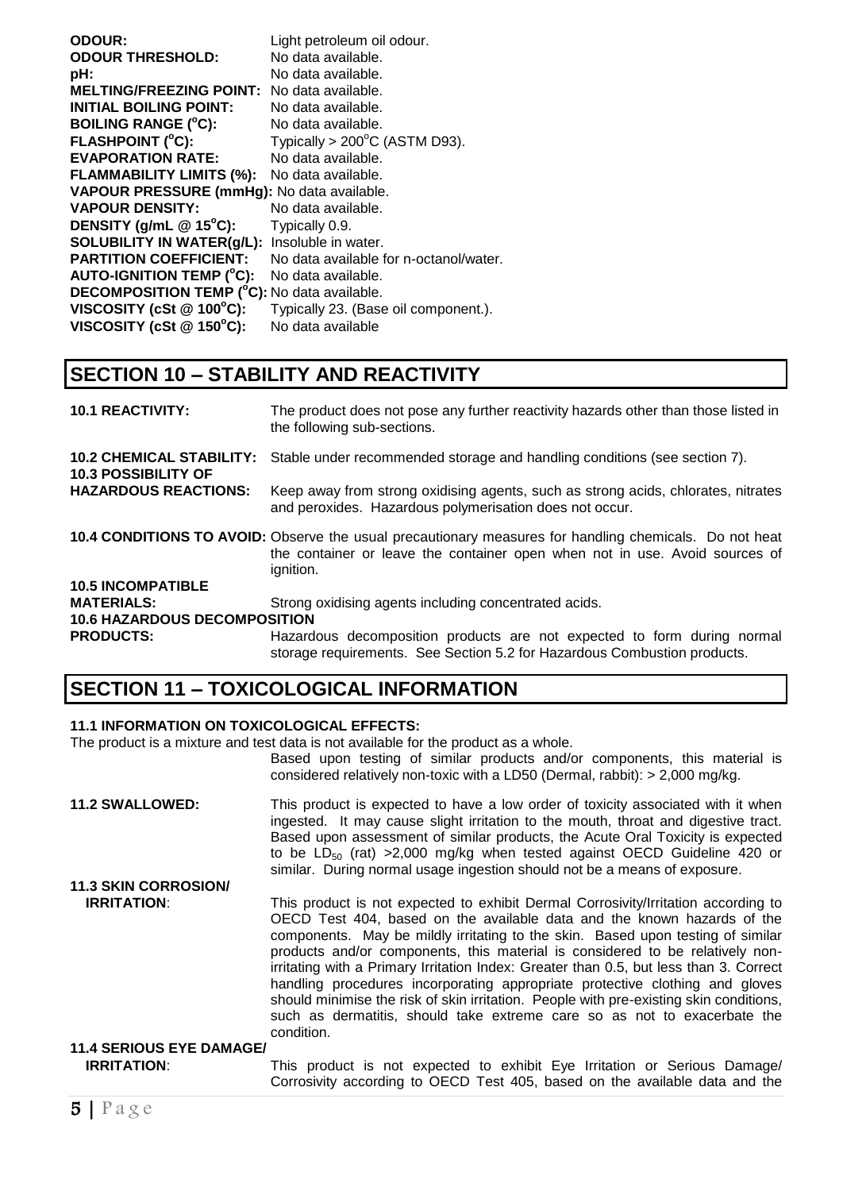| | |
|---|---|
| **ODOUR:** | Light petroleum oil odour. |
| **ODOUR THRESHOLD:** | No data available. |
| **pH:** | No data available. |
| **MELTING/FREEZING POINT:** | No data available. |
| **INITIAL BOILING POINT:** | No data available. |
| **BOILING RANGE (°C):** | No data available. |
| **FLASHPOINT (°C):** | Typically > 200°C (ASTM D93). |
| **EVAPORATION RATE:** | No data available. |
| **FLAMMABILITY LIMITS (%):** | No data available. |
| **VAPOUR PRESSURE (mmHg):** | No data available. |
| **VAPOUR DENSITY:** | No data available. |
| **DENSITY (g/mL @ 15°C):** | Typically 0.9. |
| **SOLUBILITY IN WATER(g/L):** | Insoluble in water. |
| **PARTITION COEFFICIENT:** | No data available for n-octanol/water. |
| **AUTO-IGNITION TEMP (°C):** | No data available. |
| **DECOMPOSITION TEMP (°C):** | No data available. |
| **VISCOSITY (cSt @ 100°C):** | Typically 23. (Base oil component.). |
| **VISCOSITY (cSt @ 150°C):** | No data available |

## SECTION 10 – STABILITY AND REACTIVITY

**10.1 REACTIVITY:** The product does not pose any further reactivity hazards other than those listed in the following sub-sections.

**10.2 CHEMICAL STABILITY:** Stable under recommended storage and handling conditions (see section 7).

**10.3 POSSIBILITY OF HAZARDOUS REACTIONS:** Keep away from strong oxidising agents, such as strong acids, chlorates, nitrates and peroxides. Hazardous polymerisation does not occur.

**10.4 CONDITIONS TO AVOID:** Observe the usual precautionary measures for handling chemicals. Do not heat the container or leave the container open when not in use. Avoid sources of ignition.

**10.5 INCOMPATIBLE MATERIALS:** Strong oxidising agents including concentrated acids.

**10.6 HAZARDOUS DECOMPOSITION PRODUCTS:** Hazardous decomposition products are not expected to form during normal storage requirements. See Section 5.2 for Hazardous Combustion products.

## SECTION 11 – TOXICOLOGICAL INFORMATION

**11.1 INFORMATION ON TOXICOLOGICAL EFFECTS:**

The product is a mixture and test data is not available for the product as a whole.

Based upon testing of similar products and/or components, this material is considered relatively non-toxic with a LD50 (Dermal, rabbit): > 2,000 mg/kg.

**11.2 SWALLOWED:** This product is expected to have a low order of toxicity associated with it when ingested. It may cause slight irritation to the mouth, throat and digestive tract. Based upon assessment of similar products, the Acute Oral Toxicity is expected to be $LD_{50}$ (rat) >2,000 mg/kg when tested against OECD Guideline 420 or similar. During normal usage ingestion should not be a means of exposure.

**11.3 SKIN CORROSION/ IRRITATION**: This product is not expected to exhibit Dermal Corrosivity/Irritation according to OECD Test 404, based on the available data and the known hazards of the components. May be mildly irritating to the skin. Based upon testing of similar products and/or components, this material is considered to be relatively non-irritating with a Primary Irritation Index: Greater than 0.5, but less than 3. Correct handling procedures incorporating appropriate protective clothing and gloves should minimise the risk of skin irritation. People with pre-existing skin conditions, such as dermatitis, should take extreme care so as not to exacerbate the condition.

**11.4 SERIOUS EYE DAMAGE/ IRRITATION**: This product is not expected to exhibit Eye Irritation or Serious Damage/ Corrosivity according to OECD Test 405, based on the available data and the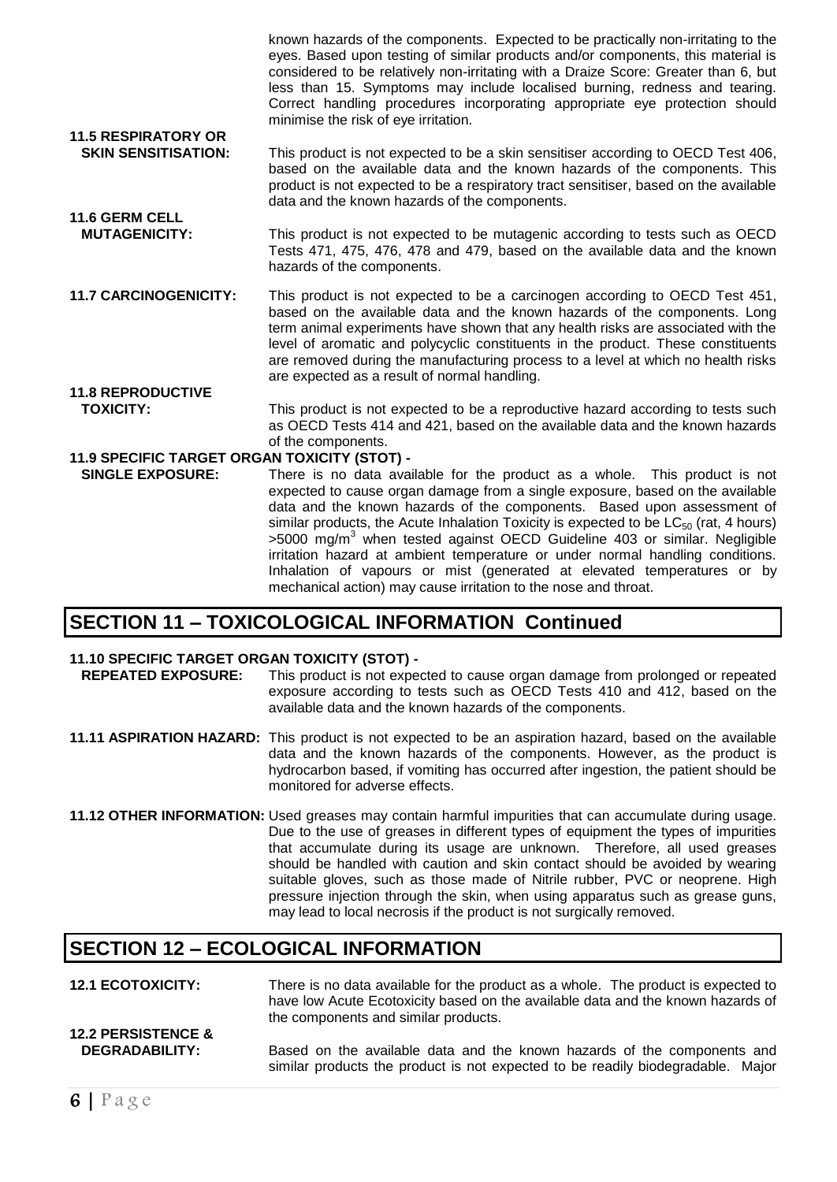known hazards of the components. Expected to be practically non-irritating to the eyes. Based upon testing of similar products and/or components, this material is considered to be relatively non-irritating with a Draize Score: Greater than 6, but less than 15. Symptoms may include localised burning, redness and tearing. Correct handling procedures incorporating appropriate eye protection should minimise the risk of eye irritation.

**11.5 RESPIRATORY OR SKIN SENSITISATION:** This product is not expected to be a skin sensitiser according to OECD Test 406, based on the available data and the known hazards of the components. This product is not expected to be a respiratory tract sensitiser, based on the available data and the known hazards of the components.

**11.6 GERM CELL MUTAGENICITY:** This product is not expected to be mutagenic according to tests such as OECD Tests 471, 475, 476, 478 and 479, based on the available data and the known hazards of the components.

**11.7 CARCINOGENICITY:** This product is not expected to be a carcinogen according to OECD Test 451, based on the available data and the known hazards of the components. Long term animal experiments have shown that any health risks are associated with the level of aromatic and polycyclic constituents in the product. These constituents are removed during the manufacturing process to a level at which no health risks are expected as a result of normal handling.

**11.8 REPRODUCTIVE TOXICITY:** This product is not expected to be a reproductive hazard according to tests such as OECD Tests 414 and 421, based on the available data and the known hazards of the components.

**11.9 SPECIFIC TARGET ORGAN TOXICITY (STOT) - SINGLE EXPOSURE:** There is no data available for the product as a whole. This product is not expected to cause organ damage from a single exposure, based on the available data and the known hazards of the components. Based upon assessment of similar products, the Acute Inhalation Toxicity is expected to be $LC_{50}$ (rat, 4 hours) >5000 $mg/m^3$ when tested against OECD Guideline 403 or similar. Negligible irritation hazard at ambient temperature or under normal handling conditions. Inhalation of vapours or mist (generated at elevated temperatures or by mechanical action) may cause irritation to the nose and throat.

## SECTION 11 – TOXICOLOGICAL INFORMATION Continued

**11.10 SPECIFIC TARGET ORGAN TOXICITY (STOT) - REPEATED EXPOSURE:** This product is not expected to cause organ damage from prolonged or repeated exposure according to tests such as OECD Tests 410 and 412, based on the available data and the known hazards of the components.

**11.11 ASPIRATION HAZARD:** This product is not expected to be an aspiration hazard, based on the available data and the known hazards of the components. However, as the product is hydrocarbon based, if vomiting has occurred after ingestion, the patient should be monitored for adverse effects.

**11.12 OTHER INFORMATION:** Used greases may contain harmful impurities that can accumulate during usage. Due to the use of greases in different types of equipment the types of impurities that accumulate during its usage are unknown. Therefore, all used greases should be handled with caution and skin contact should be avoided by wearing suitable gloves, such as those made of Nitrile rubber, PVC or neoprene. High pressure injection through the skin, when using apparatus such as grease guns, may lead to local necrosis if the product is not surgically removed.

## SECTION 12 – ECOLOGICAL INFORMATION

**12.1 ECOTOXICITY:** There is no data available for the product as a whole. The product is expected to have low Acute Ecotoxicity based on the available data and the known hazards of the components and similar products.

**12.2 PERSISTENCE & DEGRADABILITY:** Based on the available data and the known hazards of the components and similar products the product is not expected to be readily biodegradable. Major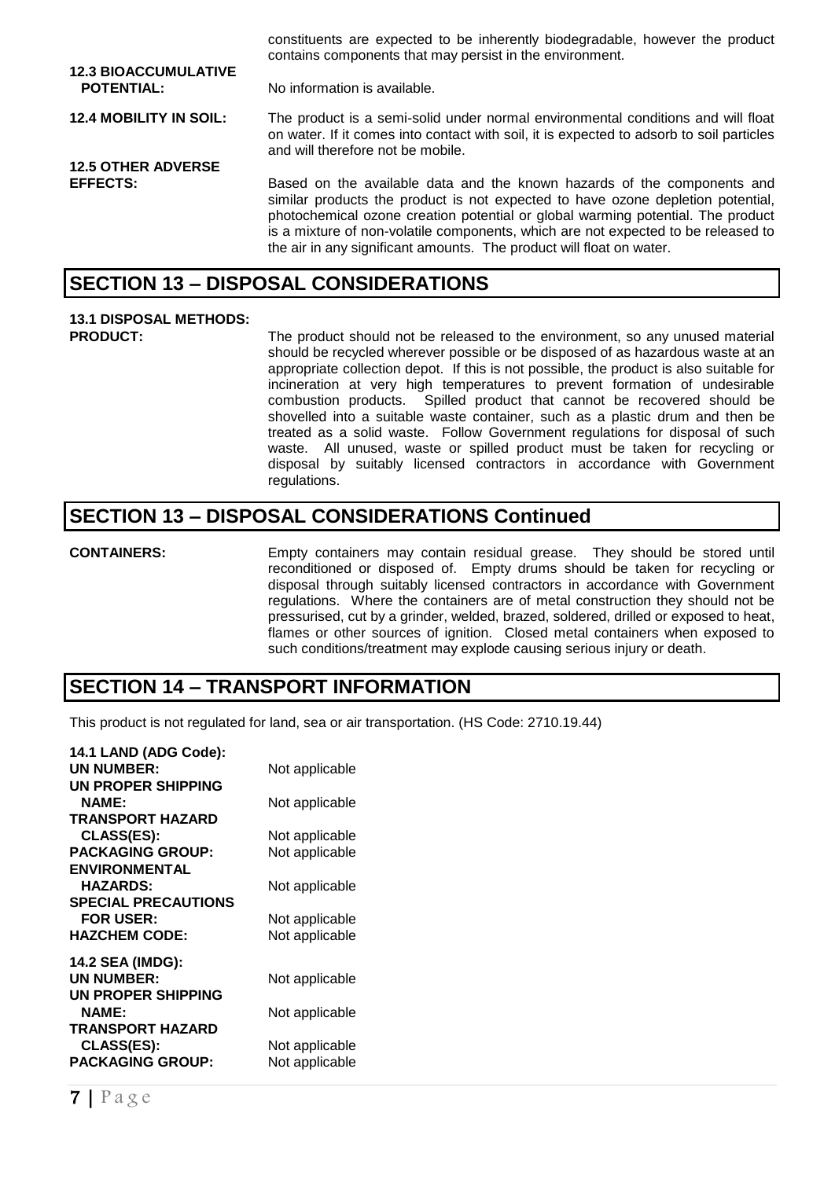constituents are expected to be inherently biodegradable, however the product contains components that may persist in the environment.

**12.3 BIOACCUMULATIVE POTENTIAL:** No information is available.

**12.4 MOBILITY IN SOIL:** The product is a semi-solid under normal environmental conditions and will float on water. If it comes into contact with soil, it is expected to adsorb to soil particles and will therefore not be mobile.

**12.5 OTHER ADVERSE EFFECTS:** Based on the available data and the known hazards of the components and similar products the product is not expected to have ozone depletion potential, photochemical ozone creation potential or global warming potential. The product is a mixture of non-volatile components, which are not expected to be released to the air in any significant amounts. The product will float on water.

## SECTION 13 – DISPOSAL CONSIDERATIONS

**13.1 DISPOSAL METHODS:**

**PRODUCT:** The product should not be released to the environment, so any unused material should be recycled wherever possible or be disposed of as hazardous waste at an appropriate collection depot. If this is not possible, the product is also suitable for incineration at very high temperatures to prevent formation of undesirable combustion products. Spilled product that cannot be recovered should be shovelled into a suitable waste container, such as a plastic drum and then be treated as a solid waste. Follow Government regulations for disposal of such waste. All unused, waste or spilled product must be taken for recycling or disposal by suitably licensed contractors in accordance with Government regulations.

## SECTION 13 – DISPOSAL CONSIDERATIONS Continued

**CONTAINERS:** Empty containers may contain residual grease. They should be stored until reconditioned or disposed of. Empty drums should be taken for recycling or disposal through suitably licensed contractors in accordance with Government regulations. Where the containers are of metal construction they should not be pressurised, cut by a grinder, welded, brazed, soldered, drilled or exposed to heat, flames or other sources of ignition. Closed metal containers when exposed to such conditions/treatment may explode causing serious injury or death.

## SECTION 14 – TRANSPORT INFORMATION

This product is not regulated for land, sea or air transportation. (HS Code: 2710.19.44)

**14.1 LAND (ADG Code):**

**UN NUMBER:** Not applicable

**UN PROPER SHIPPING NAME:** Not applicable

**TRANSPORT HAZARD CLASS(ES):** Not applicable

**PACKAGING GROUP:** Not applicable

**ENVIRONMENTAL HAZARDS:** Not applicable

**SPECIAL PRECAUTIONS FOR USER:** Not applicable

**HAZCHEM CODE:** Not applicable

**14.2 SEA (IMDG):**

**UN NUMBER:** Not applicable

**UN PROPER SHIPPING NAME:** Not applicable

**TRANSPORT HAZARD CLASS(ES):** Not applicable

**PACKAGING GROUP:** Not applicable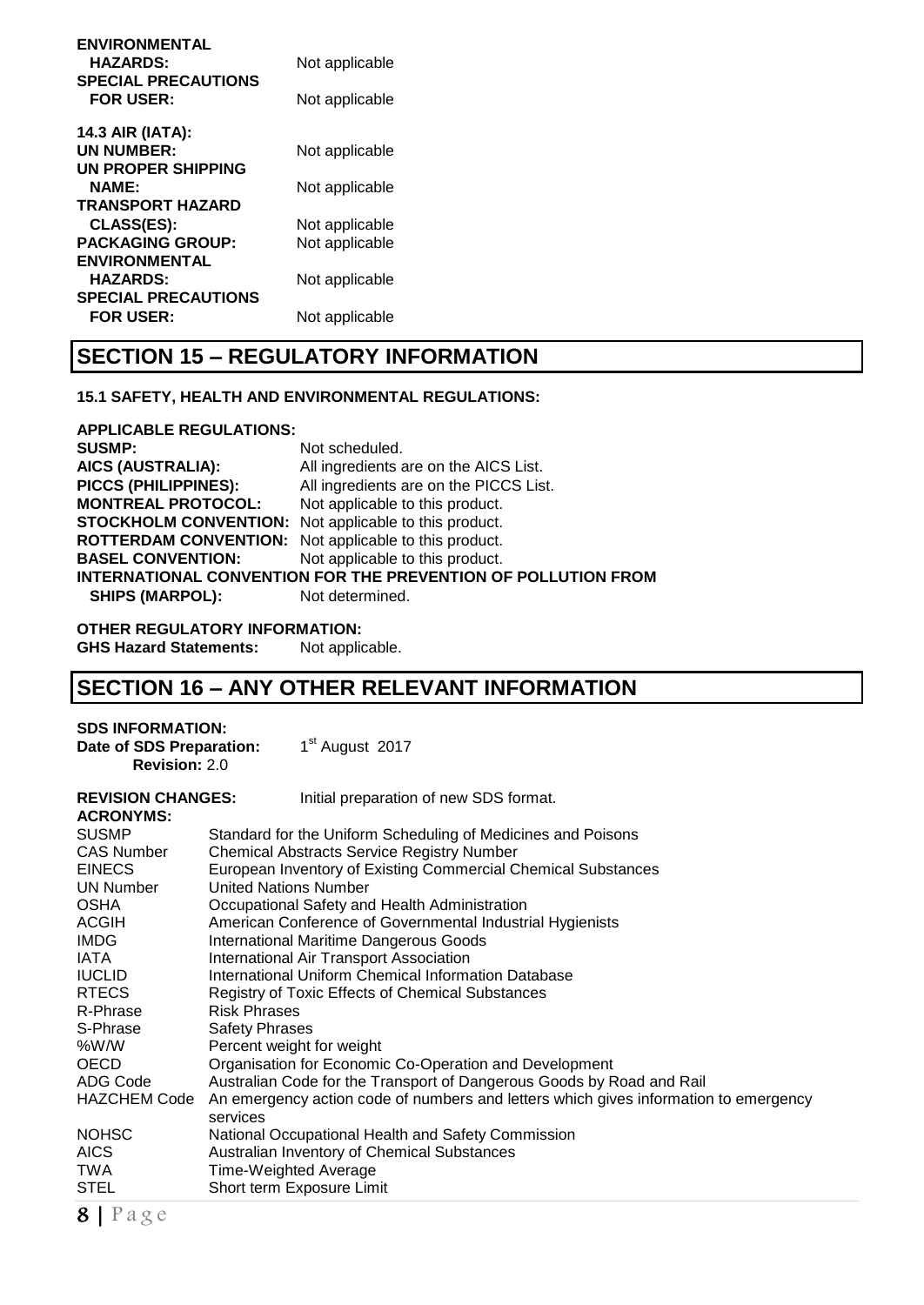**ENVIRONMENTAL HAZARDS:** Not applicable

**SPECIAL PRECAUTIONS FOR USER:** Not applicable

**14.3 AIR (IATA):**

| | |
|---|---|
| **UN NUMBER:** | Not applicable |
| **UN PROPER SHIPPING NAME:** | Not applicable |
| **TRANSPORT HAZARD CLASS(ES):** | Not applicable |
| **PACKAGING GROUP:** | Not applicable |
| **ENVIRONMENTAL HAZARDS:** | Not applicable |
| **SPECIAL PRECAUTIONS FOR USER:** | Not applicable |

## SECTION 15 – REGULATORY INFORMATION

**15.1 SAFETY, HEALTH AND ENVIRONMENTAL REGULATIONS:**

**APPLICABLE REGULATIONS:**

| | |
|---|---|
| **SUSMP:** | Not scheduled. |
| **AICS (AUSTRALIA):** | All ingredients are on the AICS List. |
| **PICCS (PHILIPPINES):** | All ingredients are on the PICCS List. |
| **MONTREAL PROTOCOL:** | Not applicable to this product. |
| **STOCKHOLM CONVENTION:** | Not applicable to this product. |
| **ROTTERDAM CONVENTION:** | Not applicable to this product. |
| **BASEL CONVENTION:** | Not applicable to this product. |
| **INTERNATIONAL CONVENTION FOR THE PREVENTION OF POLLUTION FROM SHIPS (MARPOL):** | Not determined. |

**OTHER REGULATORY INFORMATION:**

**GHS Hazard Statements:** Not applicable.

## SECTION 16 – ANY OTHER RELEVANT INFORMATION

**SDS INFORMATION:**

**Date of SDS Preparation:** 1st August 2017

**Revision:** 2.0

**REVISION CHANGES:** Initial preparation of new SDS format.

**ACRONYMS:**

| | |
|---|---|
| SUSMP | Standard for the Uniform Scheduling of Medicines and Poisons |
| CAS Number | Chemical Abstracts Service Registry Number |
| EINECS | European Inventory of Existing Commercial Chemical Substances |
| UN Number | United Nations Number |
| OSHA | Occupational Safety and Health Administration |
| ACGIH | American Conference of Governmental Industrial Hygienists |
| IMDG | International Maritime Dangerous Goods |
| IATA | International Air Transport Association |
| IUCLID | International Uniform Chemical Information Database |
| RTECS | Registry of Toxic Effects of Chemical Substances |
| R-Phrase | Risk Phrases |
| S-Phrase | Safety Phrases |
| %W/W | Percent weight for weight |
| OECD | Organisation for Economic Co-Operation and Development |
| ADG Code | Australian Code for the Transport of Dangerous Goods by Road and Rail |
| HAZCHEM Code | An emergency action code of numbers and letters which gives information to emergency services |
| NOHSC | National Occupational Health and Safety Commission |
| AICS | Australian Inventory of Chemical Substances |
| TWA | Time-Weighted Average |
| STEL | Short term Exposure Limit |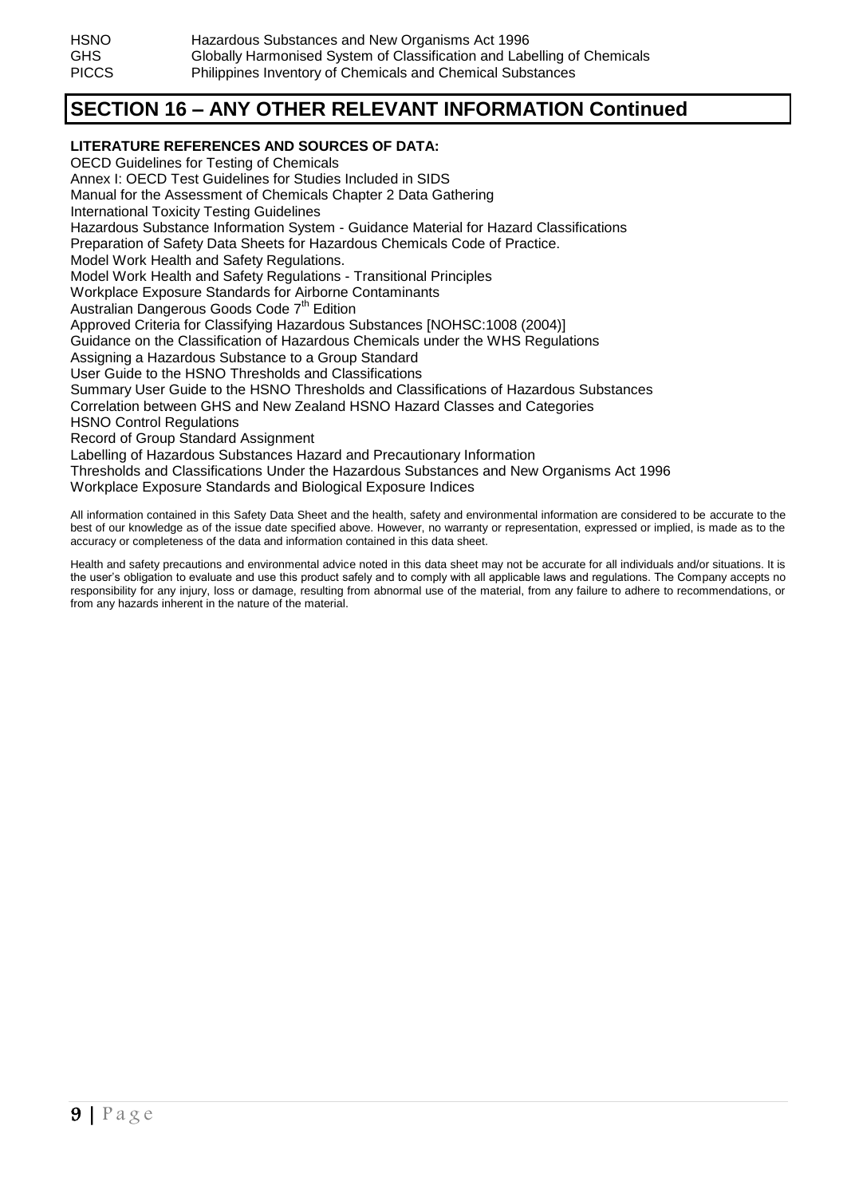| | |
|---|---|
| HSNO | Hazardous Substances and New Organisms Act 1996 |
| GHS | Globally Harmonised System of Classification and Labelling of Chemicals |
| PICCS | Philippines Inventory of Chemicals and Chemical Substances |

## SECTION 16 – ANY OTHER RELEVANT INFORMATION Continued

**LITERATURE REFERENCES AND SOURCES OF DATA:**

OECD Guidelines for Testing of Chemicals
Annex I: OECD Test Guidelines for Studies Included in SIDS
Manual for the Assessment of Chemicals Chapter 2 Data Gathering
International Toxicity Testing Guidelines
Hazardous Substance Information System - Guidance Material for Hazard Classifications
Preparation of Safety Data Sheets for Hazardous Chemicals Code of Practice.
Model Work Health and Safety Regulations.
Model Work Health and Safety Regulations - Transitional Principles
Workplace Exposure Standards for Airborne Contaminants
Australian Dangerous Goods Code 7th Edition
Approved Criteria for Classifying Hazardous Substances [NOHSC:1008 (2004)]
Guidance on the Classification of Hazardous Chemicals under the WHS Regulations
Assigning a Hazardous Substance to a Group Standard
User Guide to the HSNO Thresholds and Classifications
Summary User Guide to the HSNO Thresholds and Classifications of Hazardous Substances
Correlation between GHS and New Zealand HSNO Hazard Classes and Categories
HSNO Control Regulations
Record of Group Standard Assignment
Labelling of Hazardous Substances Hazard and Precautionary Information
Thresholds and Classifications Under the Hazardous Substances and New Organisms Act 1996
Workplace Exposure Standards and Biological Exposure Indices

All information contained in this Safety Data Sheet and the health, safety and environmental information are considered to be accurate to the best of our knowledge as of the issue date specified above. However, no warranty or representation, expressed or implied, is made as to the accuracy or completeness of the data and information contained in this data sheet.

Health and safety precautions and environmental advice noted in this data sheet may not be accurate for all individuals and/or situations. It is the user's obligation to evaluate and use this product safely and to comply with all applicable laws and regulations. The Company accepts no responsibility for any injury, loss or damage, resulting from abnormal use of the material, from any failure to adhere to recommendations, or from any hazards inherent in the nature of the material.